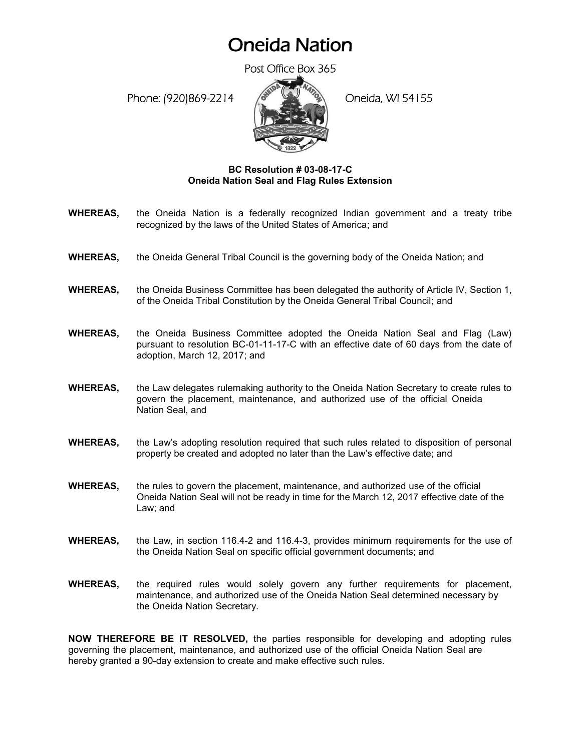# Oneida Nation

Post Office Box 365

Phone: (920)869-2214 Oneida, WI 54155

**BC Resolution # 03-08-17-C**
**Oneida Nation Seal and Flag Rules Extension**

**WHEREAS,** the Oneida Nation is a federally recognized Indian government and a treaty tribe recognized by the laws of the United States of America; and

**WHEREAS,** the Oneida General Tribal Council is the governing body of the Oneida Nation; and

**WHEREAS,** the Oneida Business Committee has been delegated the authority of Article IV, Section 1, of the Oneida Tribal Constitution by the Oneida General Tribal Council; and

**WHEREAS,** the Oneida Business Committee adopted the Oneida Nation Seal and Flag (Law) pursuant to resolution BC-01-11-17-C with an effective date of 60 days from the date of adoption, March 12, 2017; and

**WHEREAS,** the Law delegates rulemaking authority to the Oneida Nation Secretary to create rules to govern the placement, maintenance, and authorized use of the official Oneida Nation Seal, and

**WHEREAS,** the Law's adopting resolution required that such rules related to disposition of personal property be created and adopted no later than the Law's effective date; and

**WHEREAS,** the rules to govern the placement, maintenance, and authorized use of the official Oneida Nation Seal will not be ready in time for the March 12, 2017 effective date of the Law; and

**WHEREAS,** the Law, in section 116.4-2 and 116.4-3, provides minimum requirements for the use of the Oneida Nation Seal on specific official government documents; and

**WHEREAS,** the required rules would solely govern any further requirements for placement, maintenance, and authorized use of the Oneida Nation Seal determined necessary by the Oneida Nation Secretary.

**NOW THEREFORE BE IT RESOLVED,** the parties responsible for developing and adopting rules governing the placement, maintenance, and authorized use of the official Oneida Nation Seal are hereby granted a 90-day extension to create and make effective such rules.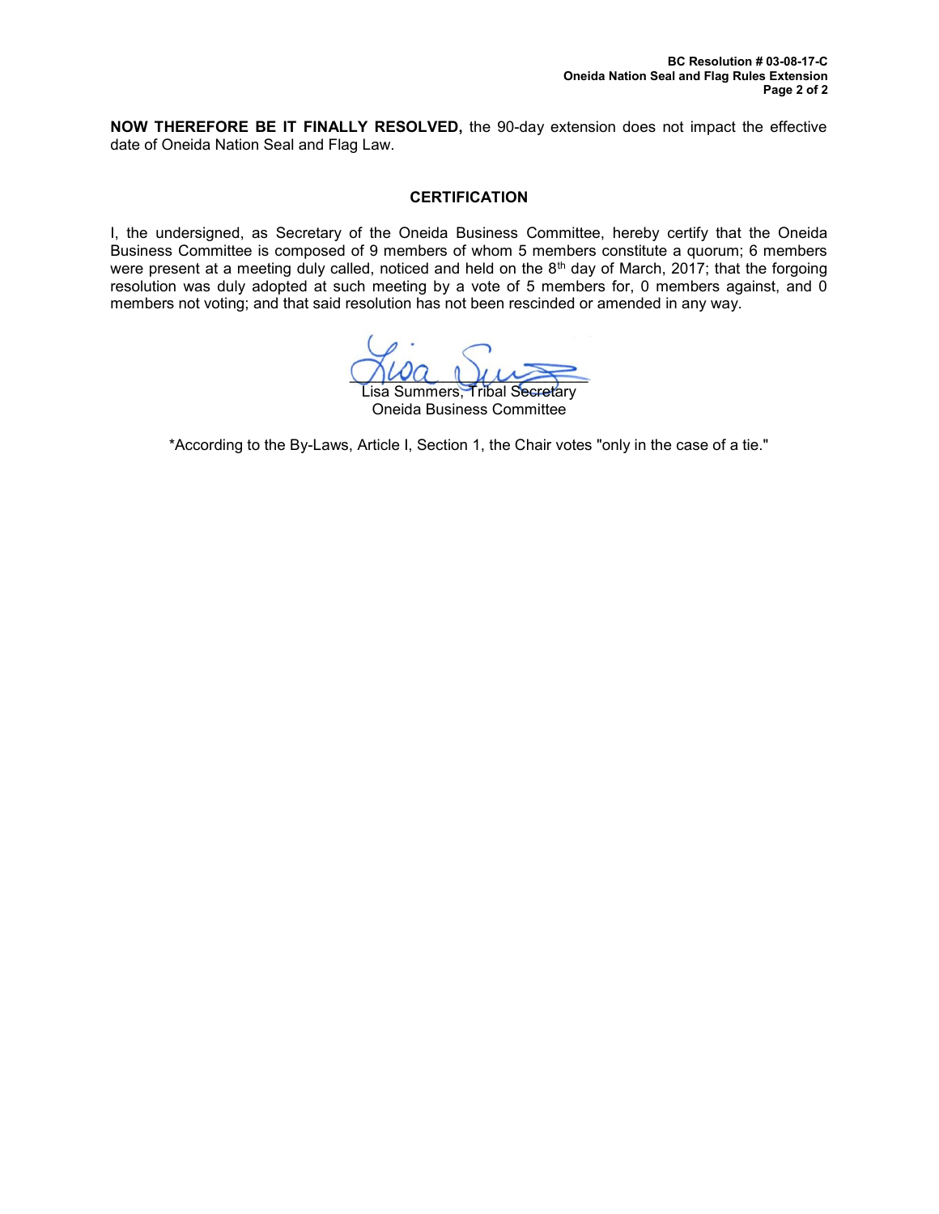**NOW THEREFORE BE IT FINALLY RESOLVED,** the 90-day extension does not impact the effective date of Oneida Nation Seal and Flag Law.

## CERTIFICATION

I, the undersigned, as Secretary of the Oneida Business Committee, hereby certify that the Oneida Business Committee is composed of 9 members of whom 5 members constitute a quorum; 6 members were present at a meeting duly called, noticed and held on the 8th day of March, 2017; that the forgoing resolution was duly adopted at such meeting by a vote of 5 members for, 0 members against, and 0 members not voting; and that said resolution has not been rescinded or amended in any way.

Lisa Summers, Tribal Secretary
Oneida Business Committee

*According to the By-Laws, Article I, Section 1, the Chair votes "only in the case of a tie."